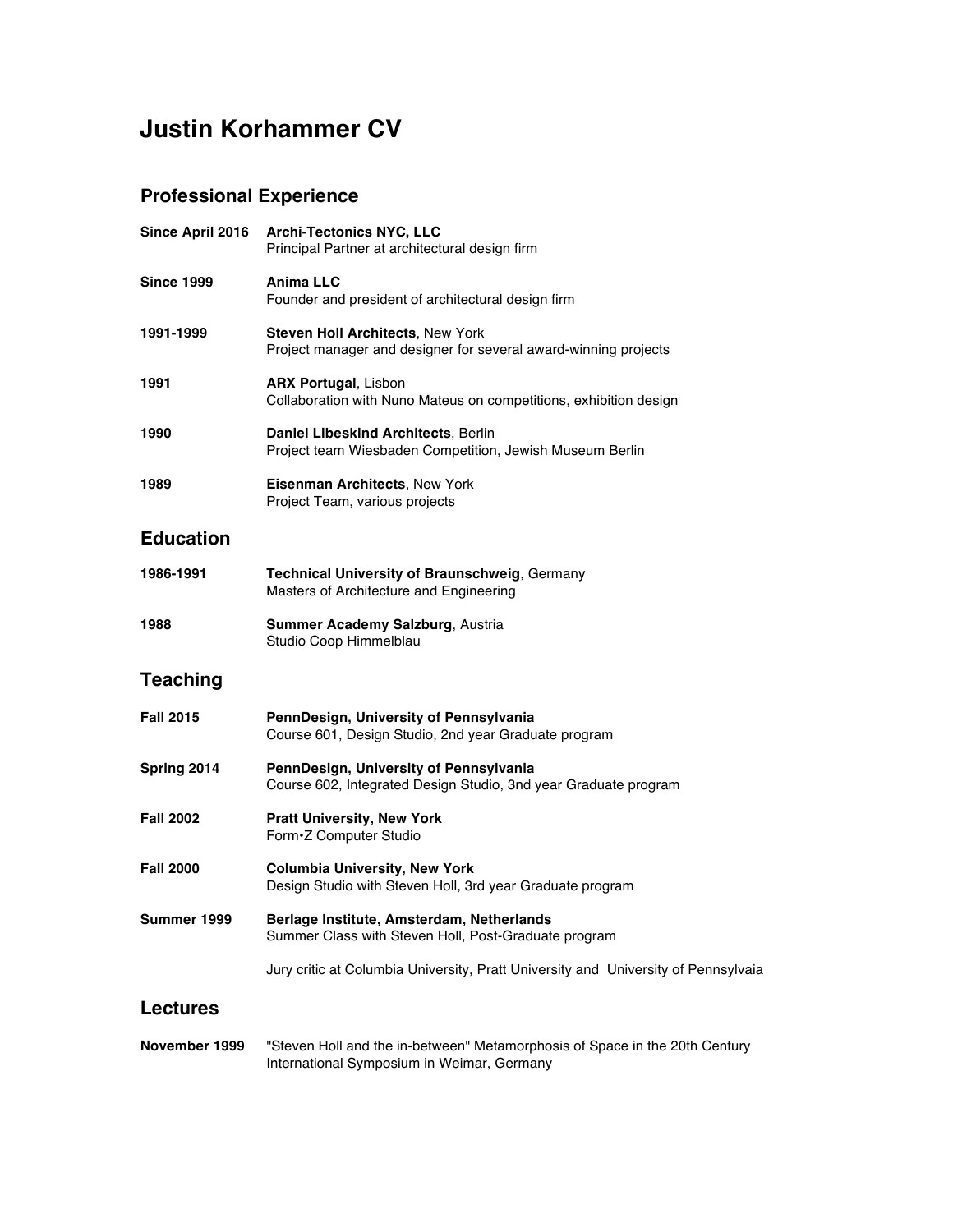# Justin Korhammer CV

## Professional Experience

**Since April 2016** **Archi-Tectonics NYC, LLC**
Principal Partner at architectural design firm

**Since 1999** **Anima LLC**
Founder and president of architectural design firm

**1991-1999** **Steven Holl Architects**, New York
Project manager and designer for several award-winning projects

**1991** **ARX Portugal**, Lisbon
Collaboration with Nuno Mateus on competitions, exhibition design

**1990** **Daniel Libeskind Architects**, Berlin
Project team Wiesbaden Competition, Jewish Museum Berlin

**1989** **Eisenman Architects**, New York
Project Team, various projects

## Education

**1986-1991** **Technical University of Braunschweig**, Germany
Masters of Architecture and Engineering

**1988** **Summer Academy Salzburg**, Austria
Studio Coop Himmelblau

## Teaching

**Fall 2015** **PennDesign, University of Pennsylvania**
Course 601, Design Studio, 2nd year Graduate program

**Spring 2014** **PennDesign, University of Pennsylvania**
Course 602, Integrated Design Studio, 3nd year Graduate program

**Fall 2002** **Pratt University, New York**
Form•Z Computer Studio

**Fall 2000** **Columbia University, New York**
Design Studio with Steven Holl, 3rd year Graduate program

**Summer 1999** **Berlage Institute, Amsterdam, Netherlands**
Summer Class with Steven Holl, Post-Graduate program

Jury critic at Columbia University, Pratt University and University of Pennsylvaia

## Lectures

**November 1999** "Steven Holl and the in-between" Metamorphosis of Space in the 20th Century
International Symposium in Weimar, Germany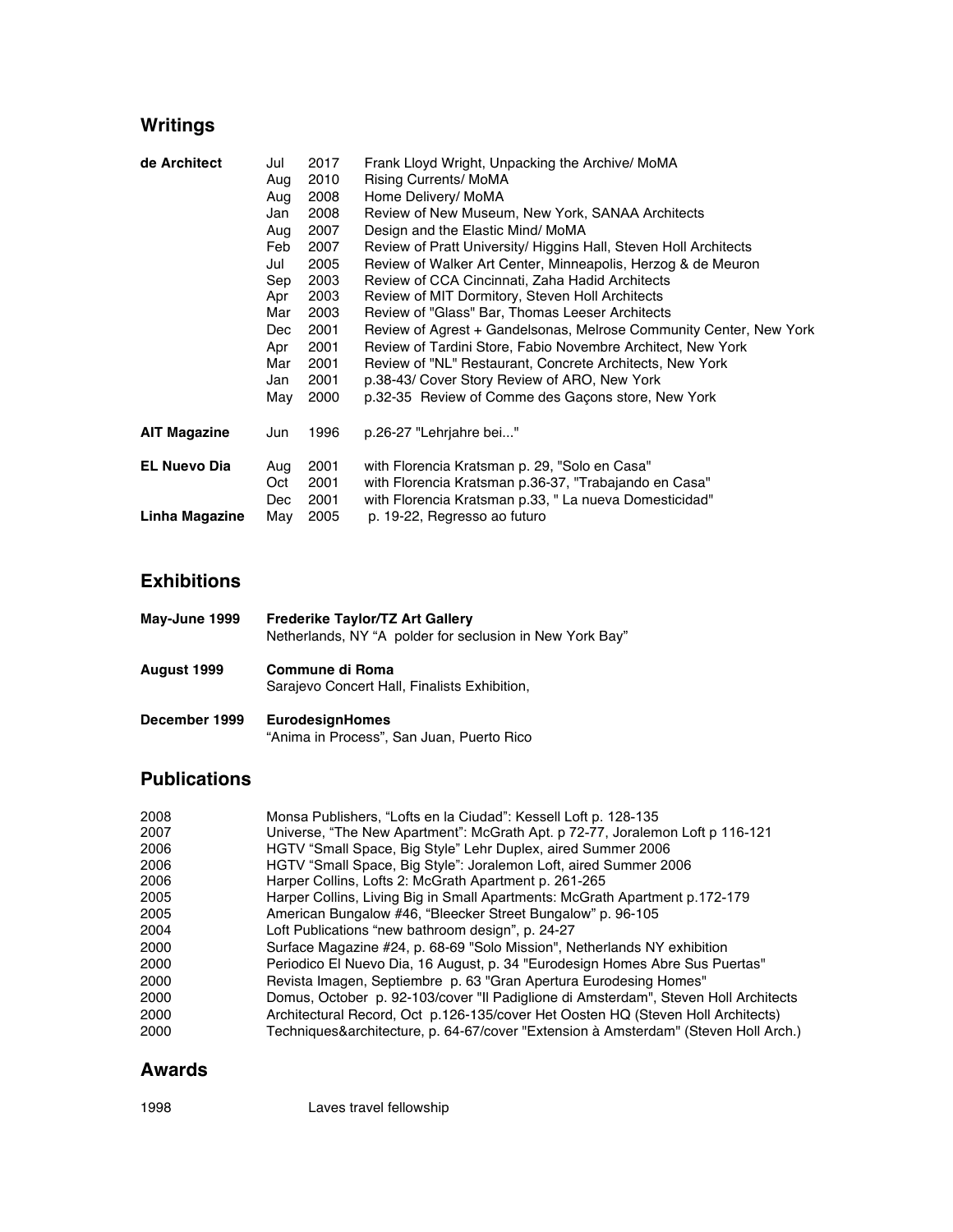## Writings

| | | | |
|---|---|---|---|
| **de Architect** | Jul | 2017 | Frank Lloyd Wright, Unpacking the Archive/ MoMA |
| | Aug | 2010 | Rising Currents/ MoMA |
| | Aug | 2008 | Home Delivery/ MoMA |
| | Jan | 2008 | Review of New Museum, New York, SANAA Architects |
| | Aug | 2007 | Design and the Elastic Mind/ MoMA |
| | Feb | 2007 | Review of Pratt University/ Higgins Hall, Steven Holl Architects |
| | Jul | 2005 | Review of Walker Art Center, Minneapolis, Herzog & de Meuron |
| | Sep | 2003 | Review of CCA Cincinnati, Zaha Hadid Architects |
| | Apr | 2003 | Review of MIT Dormitory, Steven Holl Architects |
| | Mar | 2003 | Review of "Glass" Bar, Thomas Leeser Architects |
| | Dec | 2001 | Review of Agrest + Gandelsonas, Melrose Community Center, New York |
| | Apr | 2001 | Review of Tardini Store, Fabio Novembre Architect, New York |
| | Mar | 2001 | Review of "NL" Restaurant, Concrete Architects, New York |
| | Jan | 2001 | p.38-43/ Cover Story Review of ARO, New York |
| | May | 2000 | p.32-35 Review of Comme des Gaçons store, New York |
| **AIT Magazine** | Jun | 1996 | p.26-27 "Lehrjahre bei..." |
| **EL Nuevo Dia** | Aug | 2001 | with Florencia Kratsman p. 29, "Solo en Casa" |
| | Oct | 2001 | with Florencia Kratsman p.36-37, "Trabajando en Casa" |
| | Dec | 2001 | with Florencia Kratsman p.33, " La nueva Domesticidad" |
| **Linha Magazine** | May | 2005 | p. 19-22, Regresso ao futuro |

## Exhibitions

**May-June 1999** — **Frederike Taylor/TZ Art Gallery**
Netherlands, NY "A polder for seclusion in New York Bay"

**August 1999** — **Commune di Roma**
Sarajevo Concert Hall, Finalists Exhibition,

**December 1999** — **EurodesignHomes**
"Anima in Process", San Juan, Puerto Rico

## Publications

| | |
|---|---|
| 2008 | Monsa Publishers, "Lofts en la Ciudad": Kessell Loft p. 128-135 |
| 2007 | Universe, "The New Apartment": McGrath Apt. p 72-77, Joralemon Loft p 116-121 |
| 2006 | HGTV "Small Space, Big Style" Lehr Duplex, aired Summer 2006 |
| 2006 | HGTV "Small Space, Big Style": Joralemon Loft, aired Summer 2006 |
| 2006 | Harper Collins, Lofts 2: McGrath Apartment p. 261-265 |
| 2005 | Harper Collins, Living Big in Small Apartments: McGrath Apartment p.172-179 |
| 2005 | American Bungalow #46, "Bleecker Street Bungalow" p. 96-105 |
| 2004 | Loft Publications "new bathroom design", p. 24-27 |
| 2000 | Surface Magazine #24, p. 68-69 "Solo Mission", Netherlands NY exhibition |
| 2000 | Periodico El Nuevo Dia, 16 August, p. 34 "Eurodesign Homes Abre Sus Puertas" |
| 2000 | Revista Imagen, Septiembre p. 63 "Gran Apertura Eurodesing Homes" |
| 2000 | Domus, October p. 92-103/cover "Il Padiglione di Amsterdam", Steven Holl Architects |
| 2000 | Architectural Record, Oct p.126-135/cover Het Oosten HQ (Steven Holl Architects) |
| 2000 | Techniques&architecture, p. 64-67/cover "Extension à Amsterdam" (Steven Holl Arch.) |

## Awards

1998 — Laves travel fellowship